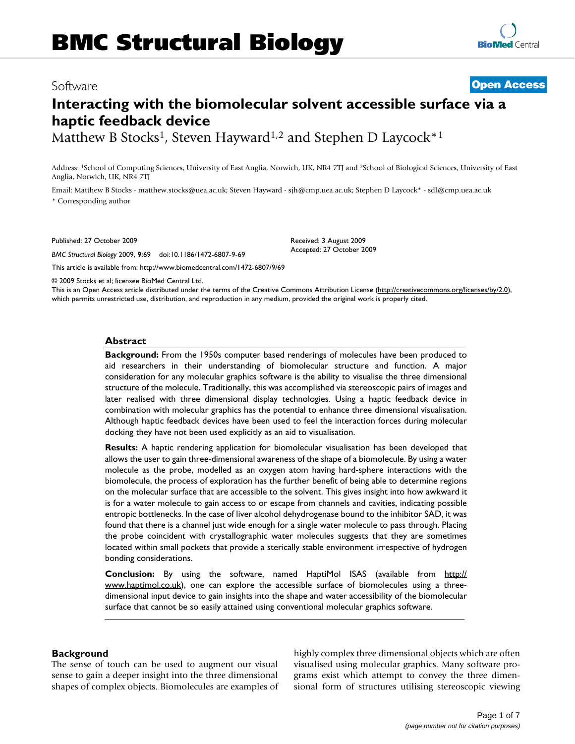# BMC Structural Biology

Software

**Open Access**

# Interacting with the biomolecular solvent accessible surface via a haptic feedback device

Matthew B Stocks[1], Steven Hayward[1,2] and Stephen D Laycock*[1]

Address: [1]School of Computing Sciences, University of East Anglia, Norwich, UK, NR4 7TJ and [2]School of Biological Sciences, University of East Anglia, Norwich, UK, NR4 7TJ

Email: Matthew B Stocks - matthew.stocks@uea.ac.uk; Steven Hayward - sjh@cmp.uea.ac.uk; Stephen D Laycock* - sdl@cmp.uea.ac.uk

\* Corresponding author

Published: 27 October 2009

*BMC Structural Biology* 2009, **9**:69 doi:10.1186/1472-6807-9-69

Received: 3 August 2009
Accepted: 27 October 2009

This article is available from: http://www.biomedcentral.com/1472-6807/9/69

© 2009 Stocks et al; licensee BioMed Central Ltd.
This is an Open Access article distributed under the terms of the Creative Commons Attribution License (http://creativecommons.org/licenses/by/2.0), which permits unrestricted use, distribution, and reproduction in any medium, provided the original work is properly cited.

## Abstract

**Background:** From the 1950s computer based renderings of molecules have been produced to aid researchers in their understanding of biomolecular structure and function. A major consideration for any molecular graphics software is the ability to visualise the three dimensional structure of the molecule. Traditionally, this was accomplished via stereoscopic pairs of images and later realised with three dimensional display technologies. Using a haptic feedback device in combination with molecular graphics has the potential to enhance three dimensional visualisation. Although haptic feedback devices have been used to feel the interaction forces during molecular docking they have not been used explicitly as an aid to visualisation.

**Results:** A haptic rendering application for biomolecular visualisation has been developed that allows the user to gain three-dimensional awareness of the shape of a biomolecule. By using a water molecule as the probe, modelled as an oxygen atom having hard-sphere interactions with the biomolecule, the process of exploration has the further benefit of being able to determine regions on the molecular surface that are accessible to the solvent. This gives insight into how awkward it is for a water molecule to gain access to or escape from channels and cavities, indicating possible entropic bottlenecks. In the case of liver alcohol dehydrogenase bound to the inhibitor SAD, it was found that there is a channel just wide enough for a single water molecule to pass through. Placing the probe coincident with crystallographic water molecules suggests that they are sometimes located within small pockets that provide a sterically stable environment irrespective of hydrogen bonding considerations.

**Conclusion:** By using the software, named HaptiMol ISAS (available from http://www.haptimol.co.uk), one can explore the accessible surface of biomolecules using a three-dimensional input device to gain insights into the shape and water accessibility of the biomolecular surface that cannot be so easily attained using conventional molecular graphics software.

## Background

The sense of touch can be used to augment our visual sense to gain a deeper insight into the three dimensional shapes of complex objects. Biomolecules are examples of highly complex three dimensional objects which are often visualised using molecular graphics. Many software programs exist which attempt to convey the three dimensional form of structures utilising stereoscopic viewing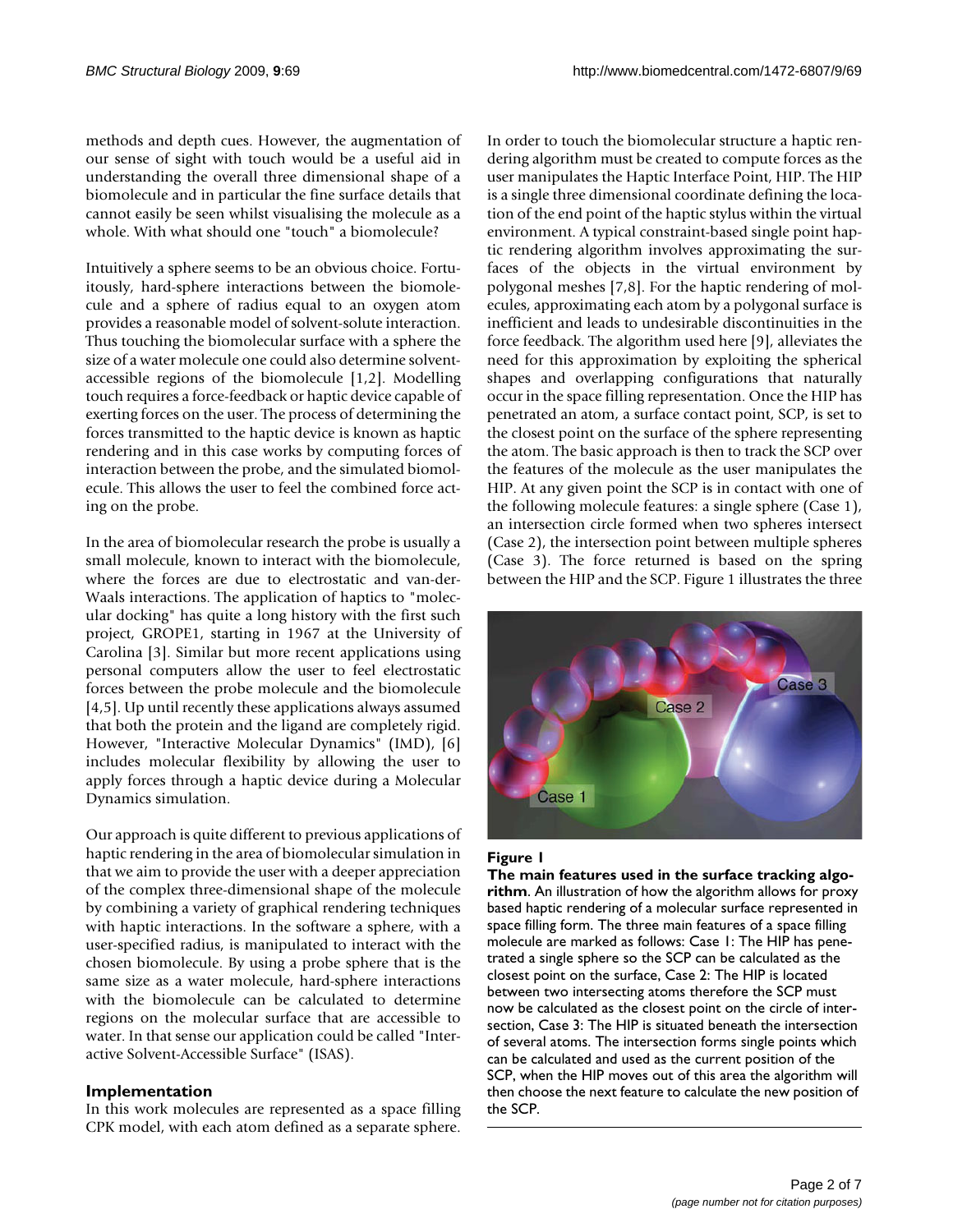methods and depth cues. However, the augmentation of our sense of sight with touch would be a useful aid in understanding the overall three dimensional shape of a biomolecule and in particular the fine surface details that cannot easily be seen whilst visualising the molecule as a whole. With what should one "touch" a biomolecule?

Intuitively a sphere seems to be an obvious choice. Fortuitously, hard-sphere interactions between the biomolecule and a sphere of radius equal to an oxygen atom provides a reasonable model of solvent-solute interaction. Thus touching the biomolecular surface with a sphere the size of a water molecule one could also determine solvent-accessible regions of the biomolecule [1,2]. Modelling touch requires a force-feedback or haptic device capable of exerting forces on the user. The process of determining the forces transmitted to the haptic device is known as haptic rendering and in this case works by computing forces of interaction between the probe, and the simulated biomolecule. This allows the user to feel the combined force acting on the probe.

In the area of biomolecular research the probe is usually a small molecule, known to interact with the biomolecule, where the forces are due to electrostatic and van-der-Waals interactions. The application of haptics to "molecular docking" has quite a long history with the first such project, GROPE1, starting in 1967 at the University of Carolina [3]. Similar but more recent applications using personal computers allow the user to feel electrostatic forces between the probe molecule and the biomolecule [4,5]. Up until recently these applications always assumed that both the protein and the ligand are completely rigid. However, "Interactive Molecular Dynamics" (IMD), [6] includes molecular flexibility by allowing the user to apply forces through a haptic device during a Molecular Dynamics simulation.

Our approach is quite different to previous applications of haptic rendering in the area of biomolecular simulation in that we aim to provide the user with a deeper appreciation of the complex three-dimensional shape of the molecule by combining a variety of graphical rendering techniques with haptic interactions. In the software a sphere, with a user-specified radius, is manipulated to interact with the chosen biomolecule. By using a probe sphere that is the same size as a water molecule, hard-sphere interactions with the biomolecule can be calculated to determine regions on the molecular surface that are accessible to water. In that sense our application could be called "Interactive Solvent-Accessible Surface" (ISAS).

## Implementation

In this work molecules are represented as a space filling CPK model, with each atom defined as a separate sphere. In order to touch the biomolecular structure a haptic rendering algorithm must be created to compute forces as the user manipulates the Haptic Interface Point, HIP. The HIP is a single three dimensional coordinate defining the location of the end point of the haptic stylus within the virtual environment. A typical constraint-based single point haptic rendering algorithm involves approximating the surfaces of the objects in the virtual environment by polygonal meshes [7,8]. For the haptic rendering of molecules, approximating each atom by a polygonal surface is inefficient and leads to undesirable discontinuities in the force feedback. The algorithm used here [9], alleviates the need for this approximation by exploiting the spherical shapes and overlapping configurations that naturally occur in the space filling representation. Once the HIP has penetrated an atom, a surface contact point, SCP, is set to the closest point on the surface of the sphere representing the atom. The basic approach is then to track the SCP over the features of the molecule as the user manipulates the HIP. At any given point the SCP is in contact with one of the following molecule features: a single sphere (Case 1), an intersection circle formed when two spheres intersect (Case 2), the intersection point between multiple spheres (Case 3). The force returned is based on the spring between the HIP and the SCP. Figure 1 illustrates the three

**Figure 1**

**The main features used in the surface tracking algorithm**. An illustration of how the algorithm allows for proxy based haptic rendering of a molecular surface represented in space filling form. The three main features of a space filling molecule are marked as follows: Case 1: The HIP has penetrated a single sphere so the SCP can be calculated as the closest point on the surface, Case 2: The HIP is located between two intersecting atoms therefore the SCP must now be calculated as the closest point on the circle of intersection, Case 3: The HIP is situated beneath the intersection of several atoms. The intersection forms single points which can be calculated and used as the current position of the SCP, when the HIP moves out of this area the algorithm will then choose the next feature to calculate the new position of the SCP.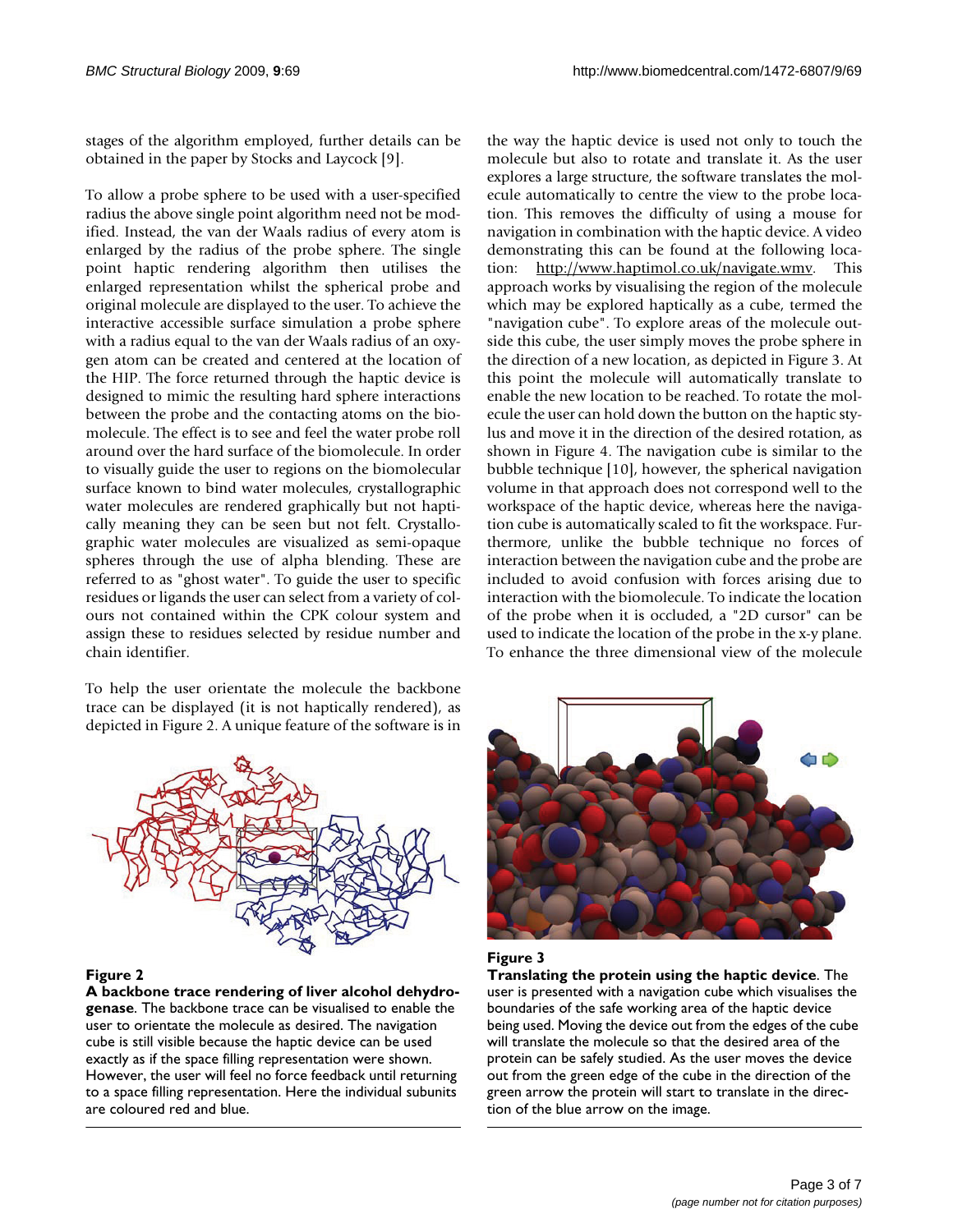stages of the algorithm employed, further details can be obtained in the paper by Stocks and Laycock [9].

To allow a probe sphere to be used with a user-specified radius the above single point algorithm need not be modified. Instead, the van der Waals radius of every atom is enlarged by the radius of the probe sphere. The single point haptic rendering algorithm then utilises the enlarged representation whilst the spherical probe and original molecule are displayed to the user. To achieve the interactive accessible surface simulation a probe sphere with a radius equal to the van der Waals radius of an oxygen atom can be created and centered at the location of the HIP. The force returned through the haptic device is designed to mimic the resulting hard sphere interactions between the probe and the contacting atoms on the biomolecule. The effect is to see and feel the water probe roll around over the hard surface of the biomolecule. In order to visually guide the user to regions on the biomolecular surface known to bind water molecules, crystallographic water molecules are rendered graphically but not haptically meaning they can be seen but not felt. Crystallographic water molecules are visualized as semi-opaque spheres through the use of alpha blending. These are referred to as "ghost water". To guide the user to specific residues or ligands the user can select from a variety of colours not contained within the CPK colour system and assign these to residues selected by residue number and chain identifier.

To help the user orientate the molecule the backbone trace can be displayed (it is not haptically rendered), as depicted in Figure 2. A unique feature of the software is in the way the haptic device is used not only to touch the molecule but also to rotate and translate it. As the user explores a large structure, the software translates the molecule automatically to centre the view to the probe location. This removes the difficulty of using a mouse for navigation in combination with the haptic device. A video demonstrating this can be found at the following location: http://www.haptimol.co.uk/navigate.wmv. This approach works by visualising the region of the molecule which may be explored haptically as a cube, termed the "navigation cube". To explore areas of the molecule outside this cube, the user simply moves the probe sphere in the direction of a new location, as depicted in Figure 3. At this point the molecule will automatically translate to enable the new location to be reached. To rotate the molecule the user can hold down the button on the haptic stylus and move it in the direction of the desired rotation, as shown in Figure 4. The navigation cube is similar to the bubble technique [10], however, the spherical navigation volume in that approach does not correspond well to the workspace of the haptic device, whereas here the navigation cube is automatically scaled to fit the workspace. Furthermore, unlike the bubble technique no forces of interaction between the navigation cube and the probe are included to avoid confusion with forces arising due to interaction with the biomolecule. To indicate the location of the probe when it is occluded, a "2D cursor" can be used to indicate the location of the probe in the x-y plane. To enhance the three dimensional view of the molecule

**Figure 2**
**A backbone trace rendering of liver alcohol dehydrogenase**. The backbone trace can be visualised to enable the user to orientate the molecule as desired. The navigation cube is still visible because the haptic device can be used exactly as if the space filling representation were shown. However, the user will feel no force feedback until returning to a space filling representation. Here the individual subunits are coloured red and blue.

**Figure 3**
**Translating the protein using the haptic device**. The user is presented with a navigation cube which visualises the boundaries of the safe working area of the haptic device being used. Moving the device out from the edges of the cube will translate the molecule so that the desired area of the protein can be safely studied. As the user moves the device out from the green edge of the cube in the direction of the green arrow the protein will start to translate in the direction of the blue arrow on the image.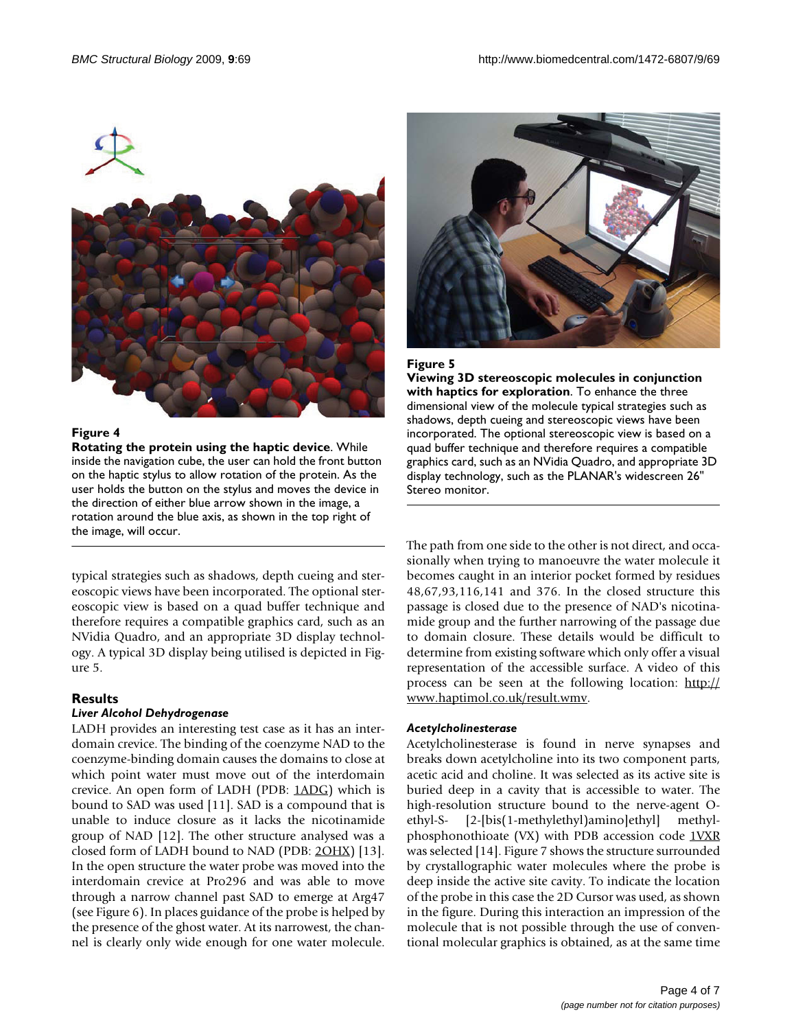**Figure 4**

**Rotating the protein using the haptic device**. While inside the navigation cube, the user can hold the front button on the haptic stylus to allow rotation of the protein. As the user holds the button on the stylus and moves the device in the direction of either blue arrow shown in the image, a rotation around the blue axis, as shown in the top right of the image, will occur.

**Figure 5**

**Viewing 3D stereoscopic molecules in conjunction with haptics for exploration**. To enhance the three dimensional view of the molecule typical strategies such as shadows, depth cueing and stereoscopic views have been incorporated. The optional stereoscopic view is based on a quad buffer technique and therefore requires a compatible graphics card, such as an NVidia Quadro, and appropriate 3D display technology, such as the PLANAR's widescreen 26" Stereo monitor.

typical strategies such as shadows, depth cueing and stereoscopic views have been incorporated. The optional stereoscopic view is based on a quad buffer technique and therefore requires a compatible graphics card, such as an NVidia Quadro, and an appropriate 3D display technology. A typical 3D display being utilised is depicted in Figure 5.

## Results

### *Liver Alcohol Dehydrogenase*

LADH provides an interesting test case as it has an interdomain crevice. The binding of the coenzyme NAD to the coenzyme-binding domain causes the domains to close at which point water must move out of the interdomain crevice. An open form of LADH (PDB: 1ADG) which is bound to SAD was used [11]. SAD is a compound that is unable to induce closure as it lacks the nicotinamide group of NAD [12]. The other structure analysed was a closed form of LADH bound to NAD (PDB: 2OHX) [13]. In the open structure the water probe was moved into the interdomain crevice at Pro296 and was able to move through a narrow channel past SAD to emerge at Arg47 (see Figure 6). In places guidance of the probe is helped by the presence of the ghost water. At its narrowest, the channel is clearly only wide enough for one water molecule. The path from one side to the other is not direct, and occasionally when trying to manoeuvre the water molecule it becomes caught in an interior pocket formed by residues 48,67,93,116,141 and 376. In the closed structure this passage is closed due to the presence of NAD's nicotinamide group and the further narrowing of the passage due to domain closure. These details would be difficult to determine from existing software which only offer a visual representation of the accessible surface. A video of this process can be seen at the following location: http://www.haptimol.co.uk/result.wmv.

### *Acetylcholinesterase*

Acetylcholinesterase is found in nerve synapses and breaks down acetylcholine into its two component parts, acetic acid and choline. It was selected as its active site is buried deep in a cavity that is accessible to water. The high-resolution structure bound to the nerve-agent O-ethyl-S- [2-[bis(1-methylethyl)amino]ethyl] methylphosphonothioate (VX) with PDB accession code 1VXR was selected [14]. Figure 7 shows the structure surrounded by crystallographic water molecules where the probe is deep inside the active site cavity. To indicate the location of the probe in this case the 2D Cursor was used, as shown in the figure. During this interaction an impression of the molecule that is not possible through the use of conventional molecular graphics is obtained, as at the same time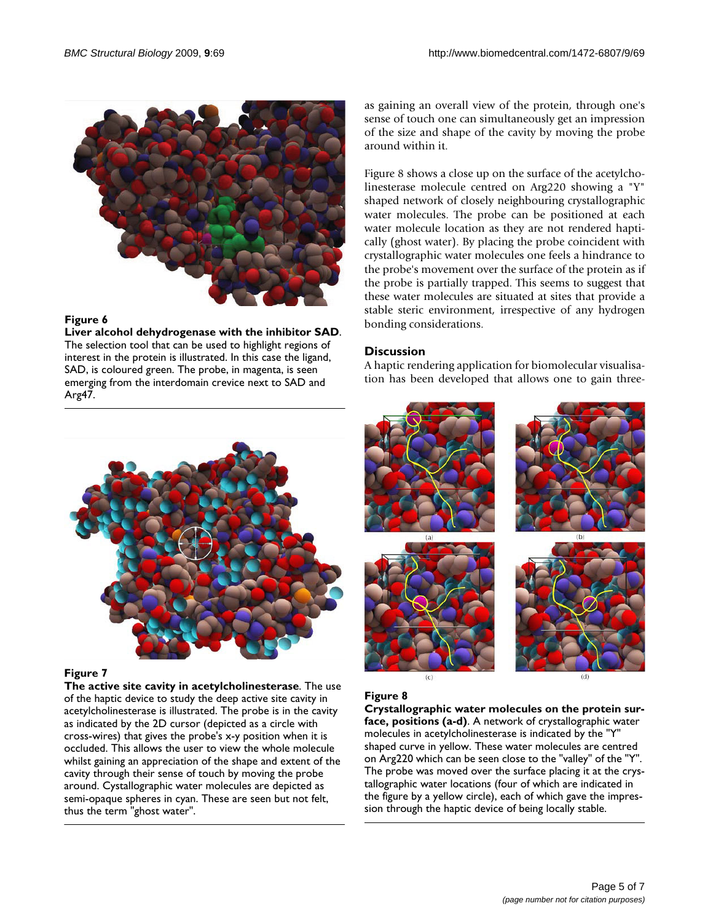**Figure 6**

**Liver alcohol dehydrogenase with the inhibitor SAD**. The selection tool that can be used to highlight regions of interest in the protein is illustrated. In this case the ligand, SAD, is coloured green. The probe, in magenta, is seen emerging from the interdomain crevice next to SAD and Arg47.

**Figure 7**

**The active site cavity in acetylcholinesterase**. The use of the haptic device to study the deep active site cavity in acetylcholinesterase is illustrated. The probe is in the cavity as indicated by the 2D cursor (depicted as a circle with cross-wires) that gives the probe's x-y position when it is occluded. This allows the user to view the whole molecule whilst gaining an appreciation of the shape and extent of the cavity through their sense of touch by moving the probe around. Cystallographic water molecules are depicted as semi-opaque spheres in cyan. These are seen but not felt, thus the term "ghost water".

as gaining an overall view of the protein, through one's sense of touch one can simultaneously get an impression of the size and shape of the cavity by moving the probe around within it.

Figure 8 shows a close up on the surface of the acetylcholinesterase molecule centred on Arg220 showing a "Y" shaped network of closely neighbouring crystallographic water molecules. The probe can be positioned at each water molecule location as they are not rendered haptically (ghost water). By placing the probe coincident with crystallographic water molecules one feels a hindrance to the probe's movement over the surface of the protein as if the probe is partially trapped. This seems to suggest that these water molecules are situated at sites that provide a stable steric environment, irrespective of any hydrogen bonding considerations.

## Discussion

A haptic rendering application for biomolecular visualisation has been developed that allows one to gain three-

**Figure 8**

**Crystallographic water molecules on the protein surface, positions (a-d)**. A network of crystallographic water molecules in acetylcholinesterase is indicated by the "Y" shaped curve in yellow. These water molecules are centred on Arg220 which can be seen close to the "valley" of the "Y". The probe was moved over the surface placing it at the crystallographic water locations (four of which are indicated in the figure by a yellow circle), each of which gave the impression through the haptic device of being locally stable.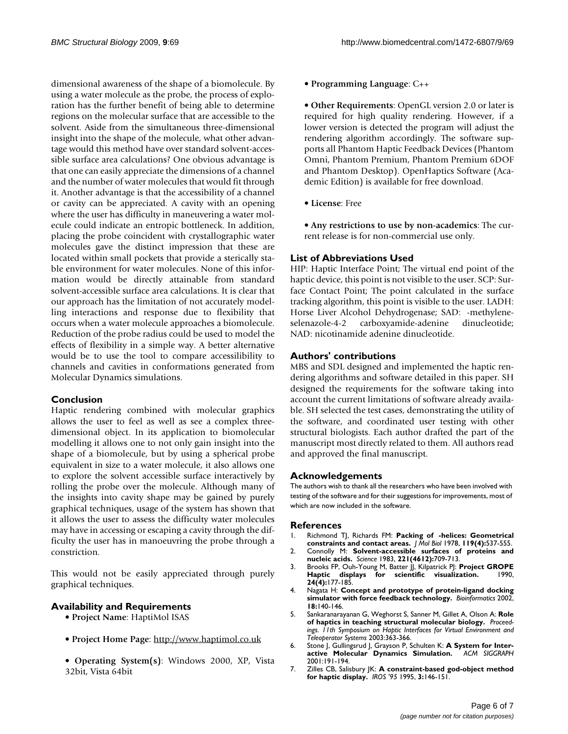dimensional awareness of the shape of a biomolecule. By using a water molecule as the probe, the process of exploration has the further benefit of being able to determine regions on the molecular surface that are accessible to the solvent. Aside from the simultaneous three-dimensional insight into the shape of the molecule, what other advantage would this method have over standard solvent-accessible surface area calculations? One obvious advantage is that one can easily appreciate the dimensions of a channel and the number of water molecules that would fit through it. Another advantage is that the accessibility of a channel or cavity can be appreciated. A cavity with an opening where the user has difficulty in maneuvering a water molecule could indicate an entropic bottleneck. In addition, placing the probe coincident with crystallographic water molecules gave the distinct impression that these are located within small pockets that provide a sterically stable environment for water molecules. None of this information would be directly attainable from standard solvent-accessible surface area calculations. It is clear that our approach has the limitation of not accurately modelling interactions and response due to flexibility that occurs when a water molecule approaches a biomolecule. Reduction of the probe radius could be used to model the effects of flexibility in a simple way. A better alternative would be to use the tool to compare accessilibility to channels and cavities in conformations generated from Molecular Dynamics simulations.

## Conclusion

Haptic rendering combined with molecular graphics allows the user to feel as well as see a complex three-dimensional object. In its application to biomolecular modelling it allows one to not only gain insight into the shape of a biomolecule, but by using a spherical probe equivalent in size to a water molecule, it also allows one to explore the solvent accessible surface interactively by rolling the probe over the molecule. Although many of the insights into cavity shape may be gained by purely graphical techniques, usage of the system has shown that it allows the user to assess the difficulty water molecules may have in accessing or escaping a cavity through the difficulty the user has in manoeuvring the probe through a constriction.

This would not be easily appreciated through purely graphical techniques.

## Availability and Requirements

- **Project Name**: HaptiMol ISAS
- **Project Home Page**: http://www.haptimol.co.uk
- **Operating System(s)**: Windows 2000, XP, Vista 32bit, Vista 64bit
- **Programming Language**: C++
- **Other Requirements**: OpenGL version 2.0 or later is required for high quality rendering. However, if a lower version is detected the program will adjust the rendering algorithm accordingly. The software supports all Phantom Haptic Feedback Devices (Phantom Omni, Phantom Premium, Phantom Premium 6DOF and Phantom Desktop). OpenHaptics Software (Academic Edition) is available for free download.
- **License**: Free
- **Any restrictions to use by non-academics**: The current release is for non-commercial use only.

## List of Abbreviations Used

HIP: Haptic Interface Point; The virtual end point of the haptic device, this point is not visible to the user. SCP: Surface Contact Point; The point calculated in the surface tracking algorithm, this point is visible to the user. LADH: Horse Liver Alcohol Dehydrogenase; SAD: -methylene-selenazole-4-2 carboxyamide-adenine dinucleotide; NAD: nicotinamide adenine dinucleotide.

## Authors' contributions

MBS and SDL designed and implemented the haptic rendering algorithms and software detailed in this paper. SH designed the requirements for the software taking into account the current limitations of software already available. SH selected the test cases, demonstrating the utility of the software, and coordinated user testing with other structural biologists. Each author drafted the part of the manuscript most directly related to them. All authors read and approved the final manuscript.

## Acknowledgements

The authors wish to thank all the researchers who have been involved with testing of the software and for their suggestions for improvements, most of which are now included in the software.

## References

1. Richmond TJ, Richards FM: **Packing of -helices: Geometrical constraints and contact areas.** *J Mol Biol* 1978, **119(4):**537-555.
2. Connolly M: **Solvent-accessible surfaces of proteins and nucleic acids.** *Science* 1983, **221(4612):**709-713.
3. Brooks FP, Ouh-Young M, Batter JJ, Kilpatrick PJ: **Project GROPE Haptic displays for scientific visualization.** 1990, **24(4):**177-185.
4. Nagata H: **Concept and prototype of protein-ligand docking simulator with force feedback technology.** *Bioinformatics* 2002, **18:**140-146.
5. Sankaranarayanan G, Weghorst S, Sanner M, Gillet A, Olson A: **Role of haptics in teaching structural molecular biology.** *Proceedings. 11th Symposium on Haptic Interfaces for Virtual Environment and Teleoperator Systems* 2003:363-366.
6. Stone J, Gullingsrud J, Grayson P, Schulten K: **A System for Interactive Molecular Dynamics Simulation.** *ACM SIGGRAPH* 2001:191-194.
7. Zilles CB, Salisbury JK: **A constraint-based god-object method for haptic display.** *IROS '95* 1995, **3:**146-151.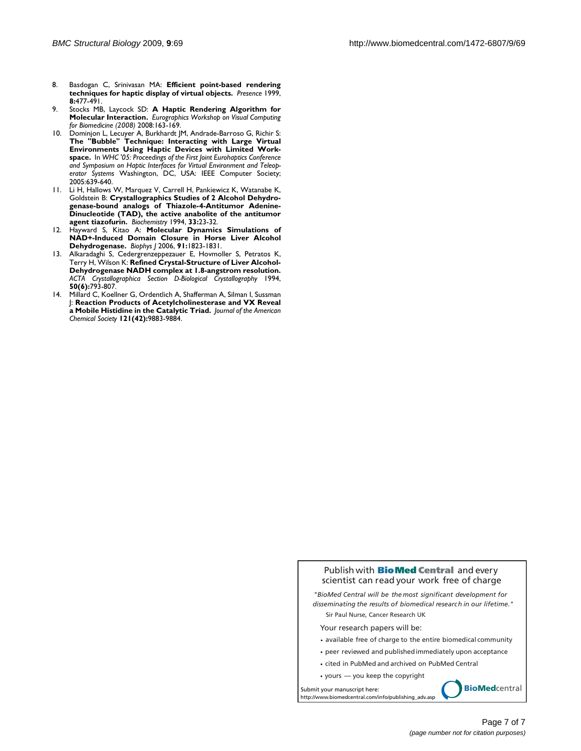8. Basdogan C, Srinivasan MA: **Efficient point-based rendering techniques for haptic display of virtual objects.** *Presence* 1999, **8:**477-491.
9. Stocks MB, Laycock SD: **A Haptic Rendering Algorithm for Molecular Interaction.** *Eurographics Workshop on Visual Computing for Biomedicine (2008)* 2008:163-169.
10. Dominjon L, Lecuyer A, Burkhardt JM, Andrade-Barroso G, Richir S: **The "Bubble" Technique: Interacting with Large Virtual Environments Using Haptic Devices with Limited Workspace.** In *WHC '05: Proceedings of the First Joint Eurohaptics Conference and Symposium on Haptic Interfaces for Virtual Environment and Teleoperator Systems* Washington, DC, USA: IEEE Computer Society; 2005:639-640.
11. Li H, Hallows W, Marquez V, Carrell H, Pankiewicz K, Watanabe K, Goldstein B: **Crystallographics Studies of 2 Alcohol Dehydrogenase-bound analogs of Thiazole-4-Antitumor Adenine-Dinucleotide (TAD), the active anabolite of the antitumor agent tiazofurin.** *Biochemistry* 1994, **33:**23-32.
12. Hayward S, Kitao A: **Molecular Dynamics Simulations of NAD+-Induced Domain Closure in Horse Liver Alcohol Dehydrogenase.** *Biophys J* 2006, **91:**1823-1831.
13. Alkaradaghi S, Cedergrenzeppezauer E, Hovmoller S, Petratos K, Terry H, Wilson K: **Refined Crystal-Structure of Liver Alcohol-Dehydrogenase NADH complex at 1.8-angstrom resolution.** *ACTA Crystallographica Section D-Biological Crystallography* 1994, **50(6):**793-807.
14. Millard C, Koellner G, Ordentlich A, Shafferman A, Silman I, Sussman J: **Reaction Products of Acetylcholinesterase and VX Reveal a Mobile Histidine in the Catalytic Triad.** *Journal of the American Chemical Society* **121(42):**9883-9884.

Publish with **BioMed Central** and every scientist can read your work free of charge

*"BioMed Central will be the most significant development for disseminating the results of biomedical research in our lifetime."*

Sir Paul Nurse, Cancer Research UK

Your research papers will be:

- available free of charge to the entire biomedical community
- peer reviewed and published immediately upon acceptance
- cited in PubMed and archived on PubMed Central
- yours — you keep the copyright

Submit your manuscript here:
http://www.biomedcentral.com/info/publishing_adv.asp

**BioMed**central